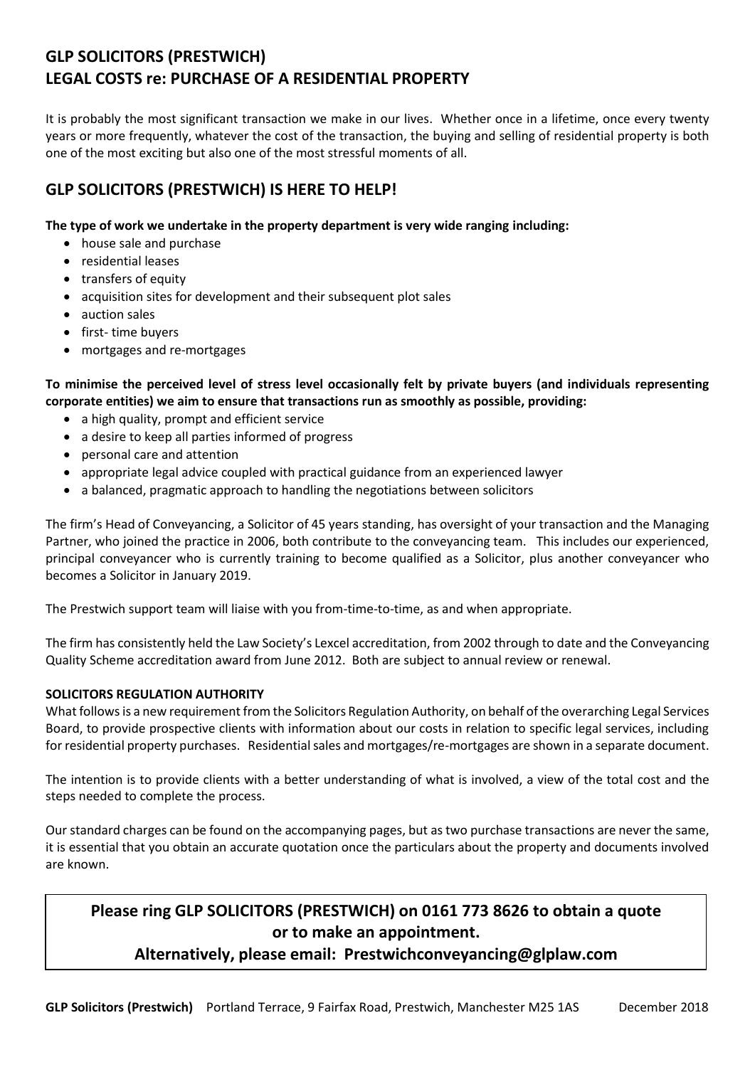# GLP SOLICITORS (PRESTWICH)
# LEGAL COSTS re: PURCHASE OF A RESIDENTIAL PROPERTY

It is probably the most significant transaction we make in our lives. Whether once in a lifetime, once every twenty years or more frequently, whatever the cost of the transaction, the buying and selling of residential property is both one of the most exciting but also one of the most stressful moments of all.

## GLP SOLICITORS (PRESTWICH) IS HERE TO HELP!

**The type of work we undertake in the property department is very wide ranging including:**

- house sale and purchase
- residential leases
- transfers of equity
- acquisition sites for development and their subsequent plot sales
- auction sales
- first- time buyers
- mortgages and re-mortgages

**To minimise the perceived level of stress level occasionally felt by private buyers (and individuals representing corporate entities) we aim to ensure that transactions run as smoothly as possible, providing:**

- a high quality, prompt and efficient service
- a desire to keep all parties informed of progress
- personal care and attention
- appropriate legal advice coupled with practical guidance from an experienced lawyer
- a balanced, pragmatic approach to handling the negotiations between solicitors

The firm's Head of Conveyancing, a Solicitor of 45 years standing, has oversight of your transaction and the Managing Partner, who joined the practice in 2006, both contribute to the conveyancing team. This includes our experienced, principal conveyancer who is currently training to become qualified as a Solicitor, plus another conveyancer who becomes a Solicitor in January 2019.

The Prestwich support team will liaise with you from-time-to-time, as and when appropriate.

The firm has consistently held the Law Society's Lexcel accreditation, from 2002 through to date and the Conveyancing Quality Scheme accreditation award from June 2012. Both are subject to annual review or renewal.

### SOLICITORS REGULATION AUTHORITY

What follows is a new requirement from the Solicitors Regulation Authority, on behalf of the overarching Legal Services Board, to provide prospective clients with information about our costs in relation to specific legal services, including for residential property purchases. Residential sales and mortgages/re-mortgages are shown in a separate document.

The intention is to provide clients with a better understanding of what is involved, a view of the total cost and the steps needed to complete the process.

Our standard charges can be found on the accompanying pages, but as two purchase transactions are never the same, it is essential that you obtain an accurate quotation once the particulars about the property and documents involved are known.

**Please ring GLP SOLICITORS (PRESTWICH) on 0161 773 8626 to obtain a quote or to make an appointment.**

**Alternatively, please email: Prestwichconveyancing@glplaw.com**

**GLP Solicitors (Prestwich)** Portland Terrace, 9 Fairfax Road, Prestwich, Manchester M25 1AS December 2018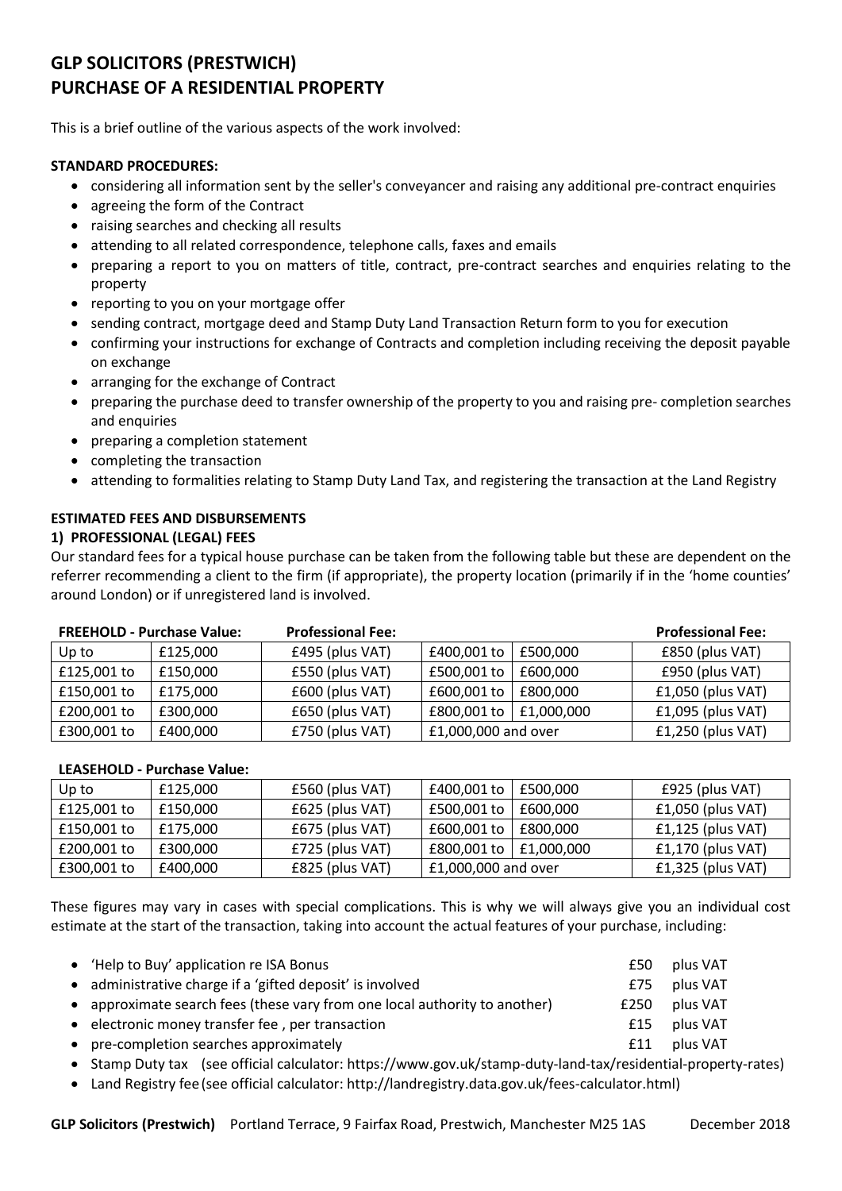# GLP SOLICITORS (PRESTWICH)
# PURCHASE OF A RESIDENTIAL PROPERTY

This is a brief outline of the various aspects of the work involved:

**STANDARD PROCEDURES:**

- considering all information sent by the seller's conveyancer and raising any additional pre-contract enquiries
- agreeing the form of the Contract
- raising searches and checking all results
- attending to all related correspondence, telephone calls, faxes and emails
- preparing a report to you on matters of title, contract, pre-contract searches and enquiries relating to the property
- reporting to you on your mortgage offer
- sending contract, mortgage deed and Stamp Duty Land Transaction Return form to you for execution
- confirming your instructions for exchange of Contracts and completion including receiving the deposit payable on exchange
- arranging for the exchange of Contract
- preparing the purchase deed to transfer ownership of the property to you and raising pre- completion searches and enquiries
- preparing a completion statement
- completing the transaction
- attending to formalities relating to Stamp Duty Land Tax, and registering the transaction at the Land Registry

**ESTIMATED FEES AND DISBURSEMENTS**

**1) PROFESSIONAL (LEGAL) FEES**

Our standard fees for a typical house purchase can be taken from the following table but these are dependent on the referrer recommending a client to the firm (if appropriate), the property location (primarily if in the 'home counties' around London) or if unregistered land is involved.

**FREEHOLD - Purchase Value:**

| Purchase Value | | Professional Fee: | Purchase Value | | Professional Fee: |
|---|---|---|---|---|---|
| Up to | £125,000 | £495 (plus VAT) | £400,001 to | £500,000 | £850 (plus VAT) |
| £125,001 to | £150,000 | £550 (plus VAT) | £500,001 to | £600,000 | £950 (plus VAT) |
| £150,001 to | £175,000 | £600 (plus VAT) | £600,001 to | £800,000 | £1,050 (plus VAT) |
| £200,001 to | £300,000 | £650 (plus VAT) | £800,001 to | £1,000,000 | £1,095 (plus VAT) |
| £300,001 to | £400,000 | £750 (plus VAT) | £1,000,000 and over | | £1,250 (plus VAT) |

**LEASEHOLD - Purchase Value:**

| Purchase Value | | Professional Fee | Purchase Value | | Professional Fee |
|---|---|---|---|---|---|
| Up to | £125,000 | £560 (plus VAT) | £400,001 to | £500,000 | £925 (plus VAT) |
| £125,001 to | £150,000 | £625 (plus VAT) | £500,001 to | £600,000 | £1,050 (plus VAT) |
| £150,001 to | £175,000 | £675 (plus VAT) | £600,001 to | £800,000 | £1,125 (plus VAT) |
| £200,001 to | £300,000 | £725 (plus VAT) | £800,001 to | £1,000,000 | £1,170 (plus VAT) |
| £300,001 to | £400,000 | £825 (plus VAT) | £1,000,000 and over | | £1,325 (plus VAT) |

These figures may vary in cases with special complications. This is why we will always give you an individual cost estimate at the start of the transaction, taking into account the actual features of your purchase, including:

- 'Help to Buy' application re ISA Bonus — £50 plus VAT
- administrative charge if a 'gifted deposit' is involved — £75 plus VAT
- approximate search fees (these vary from one local authority to another) — £250 plus VAT
- electronic money transfer fee , per transaction — £15 plus VAT
- pre-completion searches approximately — £11 plus VAT
- Stamp Duty tax (see official calculator: https://www.gov.uk/stamp-duty-land-tax/residential-property-rates)
- Land Registry fee (see official calculator: http://landregistry.data.gov.uk/fees-calculator.html)

**GLP Solicitors (Prestwich)** Portland Terrace, 9 Fairfax Road, Prestwich, Manchester M25 1AS December 2018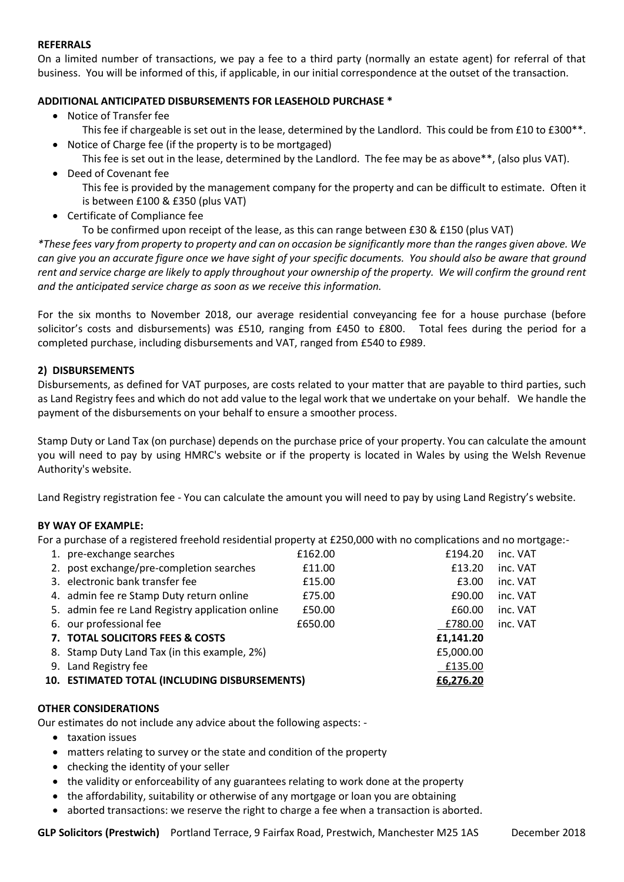**REFERRALS**

On a limited number of transactions, we pay a fee to a third party (normally an estate agent) for referral of that business. You will be informed of this, if applicable, in our initial correspondence at the outset of the transaction.

**ADDITIONAL ANTICIPATED DISBURSEMENTS FOR LEASEHOLD PURCHASE \***

- Notice of Transfer fee
  This fee if chargeable is set out in the lease, determined by the Landlord. This could be from £10 to £300**.
- Notice of Charge fee (if the property is to be mortgaged)
  This fee is set out in the lease, determined by the Landlord. The fee may be as above**, (also plus VAT).
- Deed of Covenant fee
  This fee is provided by the management company for the property and can be difficult to estimate. Often it is between £100 & £350 (plus VAT)
- Certificate of Compliance fee
  To be confirmed upon receipt of the lease, as this can range between £30 & £150 (plus VAT)

*\*These fees vary from property to property and can on occasion be significantly more than the ranges given above. We can give you an accurate figure once we have sight of your specific documents. You should also be aware that ground rent and service charge are likely to apply throughout your ownership of the property. We will confirm the ground rent and the anticipated service charge as soon as we receive this information.*

For the six months to November 2018, our average residential conveyancing fee for a house purchase (before solicitor's costs and disbursements) was £510, ranging from £450 to £800. Total fees during the period for a completed purchase, including disbursements and VAT, ranged from £540 to £989.

## 2) DISBURSEMENTS

Disbursements, as defined for VAT purposes, are costs related to your matter that are payable to third parties, such as Land Registry fees and which do not add value to the legal work that we undertake on your behalf. We handle the payment of the disbursements on your behalf to ensure a smoother process.

Stamp Duty or Land Tax (on purchase) depends on the purchase price of your property. You can calculate the amount you will need to pay by using HMRC's website or if the property is located in Wales by using the Welsh Revenue Authority's website.

Land Registry registration fee - You can calculate the amount you will need to pay by using Land Registry's website.

**BY WAY OF EXAMPLE:**

For a purchase of a registered freehold residential property at £250,000 with no complications and no mortgage:-

| | | | |
|---|---|---|---|
| 1. pre-exchange searches | £162.00 | £194.20 | inc. VAT |
| 2. post exchange/pre-completion searches | £11.00 | £13.20 | inc. VAT |
| 3. electronic bank transfer fee | £15.00 | £3.00 | inc. VAT |
| 4. admin fee re Stamp Duty return online | £75.00 | £90.00 | inc. VAT |
| 5. admin fee re Land Registry application online | £50.00 | £60.00 | inc. VAT |
| 6. our professional fee | £650.00 | £780.00 | inc. VAT |
| **7. TOTAL SOLICITORS FEES & COSTS** | | **£1,141.20** | |
| 8. Stamp Duty Land Tax (in this example, 2%) | | £5,000.00 | |
| 9. Land Registry fee | | £135.00 | |
| **10. ESTIMATED TOTAL (INCLUDING DISBURSEMENTS)** | | **£6,276.20** | |

**OTHER CONSIDERATIONS**

Our estimates do not include any advice about the following aspects: -

- taxation issues
- matters relating to survey or the state and condition of the property
- checking the identity of your seller
- the validity or enforceability of any guarantees relating to work done at the property
- the affordability, suitability or otherwise of any mortgage or loan you are obtaining
- aborted transactions: we reserve the right to charge a fee when a transaction is aborted.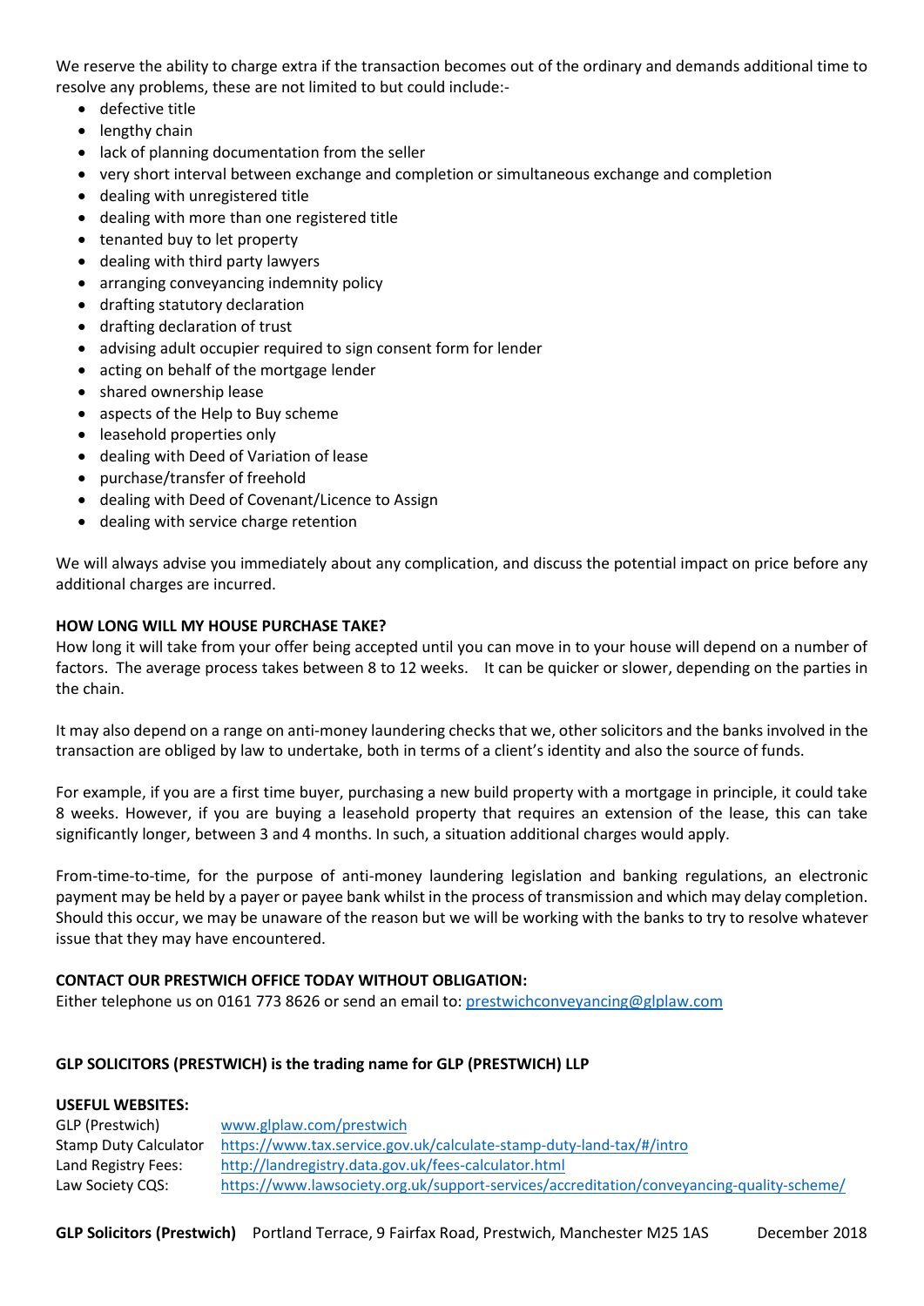We reserve the ability to charge extra if the transaction becomes out of the ordinary and demands additional time to resolve any problems, these are not limited to but could include:-

- defective title
- lengthy chain
- lack of planning documentation from the seller
- very short interval between exchange and completion or simultaneous exchange and completion
- dealing with unregistered title
- dealing with more than one registered title
- tenanted buy to let property
- dealing with third party lawyers
- arranging conveyancing indemnity policy
- drafting statutory declaration
- drafting declaration of trust
- advising adult occupier required to sign consent form for lender
- acting on behalf of the mortgage lender
- shared ownership lease
- aspects of the Help to Buy scheme
- leasehold properties only
- dealing with Deed of Variation of lease
- purchase/transfer of freehold
- dealing with Deed of Covenant/Licence to Assign
- dealing with service charge retention

We will always advise you immediately about any complication, and discuss the potential impact on price before any additional charges are incurred.

**HOW LONG WILL MY HOUSE PURCHASE TAKE?**

How long it will take from your offer being accepted until you can move in to your house will depend on a number of factors. The average process takes between 8 to 12 weeks. It can be quicker or slower, depending on the parties in the chain.

It may also depend on a range on anti-money laundering checks that we, other solicitors and the banks involved in the transaction are obliged by law to undertake, both in terms of a client's identity and also the source of funds.

For example, if you are a first time buyer, purchasing a new build property with a mortgage in principle, it could take 8 weeks. However, if you are buying a leasehold property that requires an extension of the lease, this can take significantly longer, between 3 and 4 months. In such, a situation additional charges would apply.

From-time-to-time, for the purpose of anti-money laundering legislation and banking regulations, an electronic payment may be held by a payer or payee bank whilst in the process of transmission and which may delay completion. Should this occur, we may be unaware of the reason but we will be working with the banks to try to resolve whatever issue that they may have encountered.

**CONTACT OUR PRESTWICH OFFICE TODAY WITHOUT OBLIGATION:**

Either telephone us on 0161 773 8626 or send an email to: prestwichconveyancing@glplaw.com

**GLP SOLICITORS (PRESTWICH) is the trading name for GLP (PRESTWICH) LLP**

**USEFUL WEBSITES:**

| | |
|---|---|
| GLP (Prestwich) | www.glplaw.com/prestwich |
| Stamp Duty Calculator | https://www.tax.service.gov.uk/calculate-stamp-duty-land-tax/#/intro |
| Land Registry Fees: | http://landregistry.data.gov.uk/fees-calculator.html |
| Law Society CQS: | https://www.lawsociety.org.uk/support-services/accreditation/conveyancing-quality-scheme/ |

**GLP Solicitors (Prestwich)** Portland Terrace, 9 Fairfax Road, Prestwich, Manchester M25 1AS December 2018